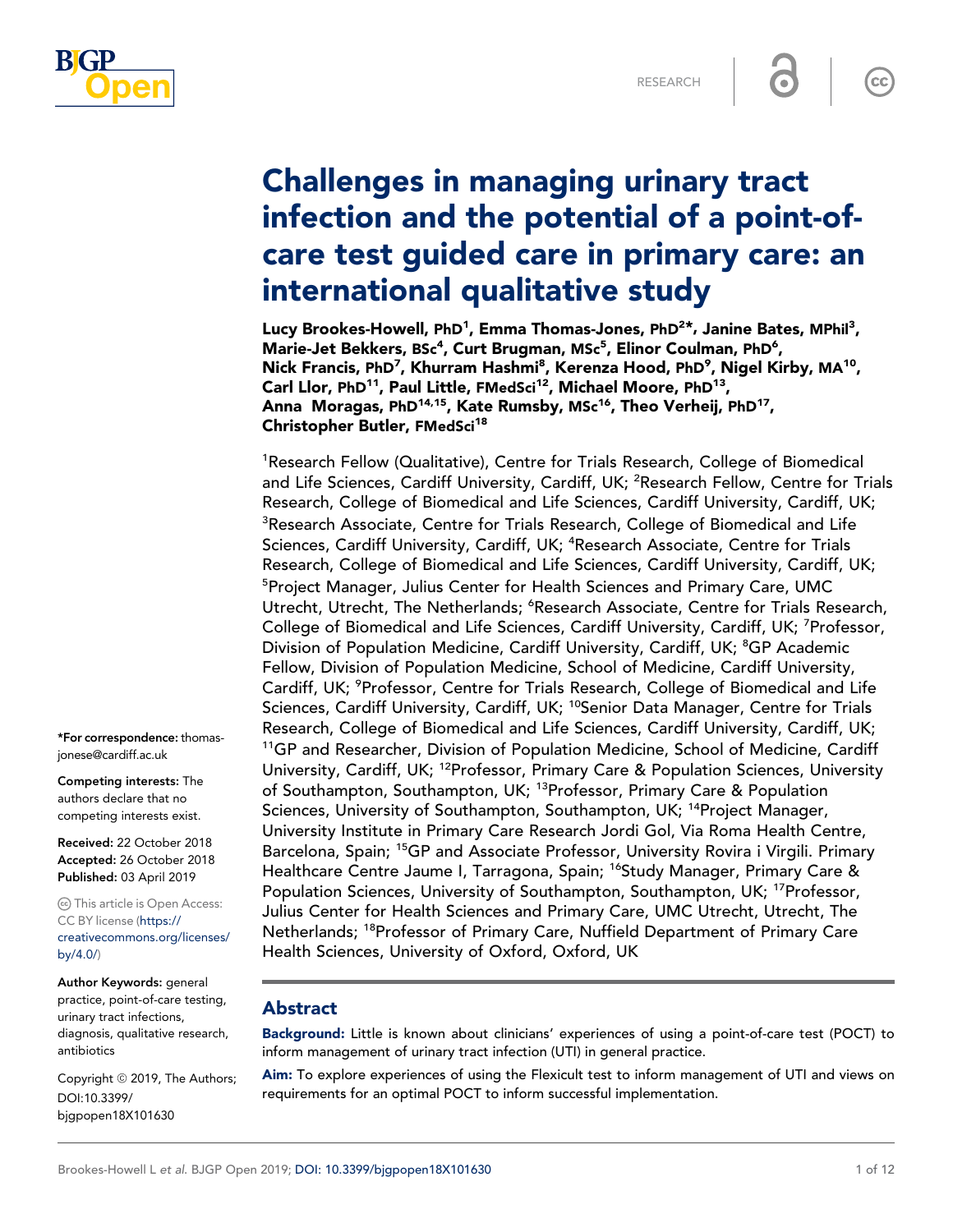RESEARCH

# Challenges in managing urinary tract infection and the potential of a point-of-care test guided care in primary care: an international qualitative study

**Lucy Brookes-Howell, PhD[1], Emma Thomas-Jones, PhD[2]*, Janine Bates, MPhil[3], Marie-Jet Bekkers, BSc[4], Curt Brugman, MSc[5], Elinor Coulman, PhD[6], Nick Francis, PhD[7], Khurram Hashmi[8], Kerenza Hood, PhD[9], Nigel Kirby, MA[10], Carl Llor, PhD[11], Paul Little, FMedSci[12], Michael Moore, PhD[13], Anna Moragas, PhD[14,15], Kate Rumsby, MSc[16], Theo Verheij, PhD[17], Christopher Butler, FMedSci[18]**

[1]Research Fellow (Qualitative), Centre for Trials Research, College of Biomedical and Life Sciences, Cardiff University, Cardiff, UK; [2]Research Fellow, Centre for Trials Research, College of Biomedical and Life Sciences, Cardiff University, Cardiff, UK; [3]Research Associate, Centre for Trials Research, College of Biomedical and Life Sciences, Cardiff University, Cardiff, UK; [4]Research Associate, Centre for Trials Research, College of Biomedical and Life Sciences, Cardiff University, Cardiff, UK; [5]Project Manager, Julius Center for Health Sciences and Primary Care, UMC Utrecht, Utrecht, The Netherlands; [6]Research Associate, Centre for Trials Research, College of Biomedical and Life Sciences, Cardiff University, Cardiff, UK; [7]Professor, Division of Population Medicine, Cardiff University, Cardiff, UK; [8]GP Academic Fellow, Division of Population Medicine, School of Medicine, Cardiff University, Cardiff, UK; [9]Professor, Centre for Trials Research, College of Biomedical and Life Sciences, Cardiff University, Cardiff, UK; [10]Senior Data Manager, Centre for Trials Research, College of Biomedical and Life Sciences, Cardiff University, Cardiff, UK; [11]GP and Researcher, Division of Population Medicine, School of Medicine, Cardiff University, Cardiff, UK; [12]Professor, Primary Care & Population Sciences, University of Southampton, Southampton, UK; [13]Professor, Primary Care & Population Sciences, University of Southampton, Southampton, UK; [14]Project Manager, University Institute in Primary Care Research Jordi Gol, Via Roma Health Centre, Barcelona, Spain; [15]GP and Associate Professor, University Rovira i Virgili. Primary Healthcare Centre Jaume I, Tarragona, Spain; [16]Study Manager, Primary Care & Population Sciences, University of Southampton, Southampton, UK; [17]Professor, Julius Center for Health Sciences and Primary Care, UMC Utrecht, Utrecht, The Netherlands; [18]Professor of Primary Care, Nuffield Department of Primary Care Health Sciences, University of Oxford, Oxford, UK

*For correspondence: thomas-jonese@cardiff.ac.uk

**Competing interests:** The authors declare that no competing interests exist.

**Received:** 22 October 2018
**Accepted:** 26 October 2018
**Published:** 03 April 2019

This article is Open Access: CC BY license (https://creativecommons.org/licenses/by/4.0/)

**Author Keywords:** general practice, point-of-care testing, urinary tract infections, diagnosis, qualitative research, antibiotics

Copyright © 2019, The Authors; DOI:10.3399/bjgpopen18X101630

## Abstract

**Background:** Little is known about clinicians' experiences of using a point-of-care test (POCT) to inform management of urinary tract infection (UTI) in general practice.

**Aim:** To explore experiences of using the Flexicult test to inform management of UTI and views on requirements for an optimal POCT to inform successful implementation.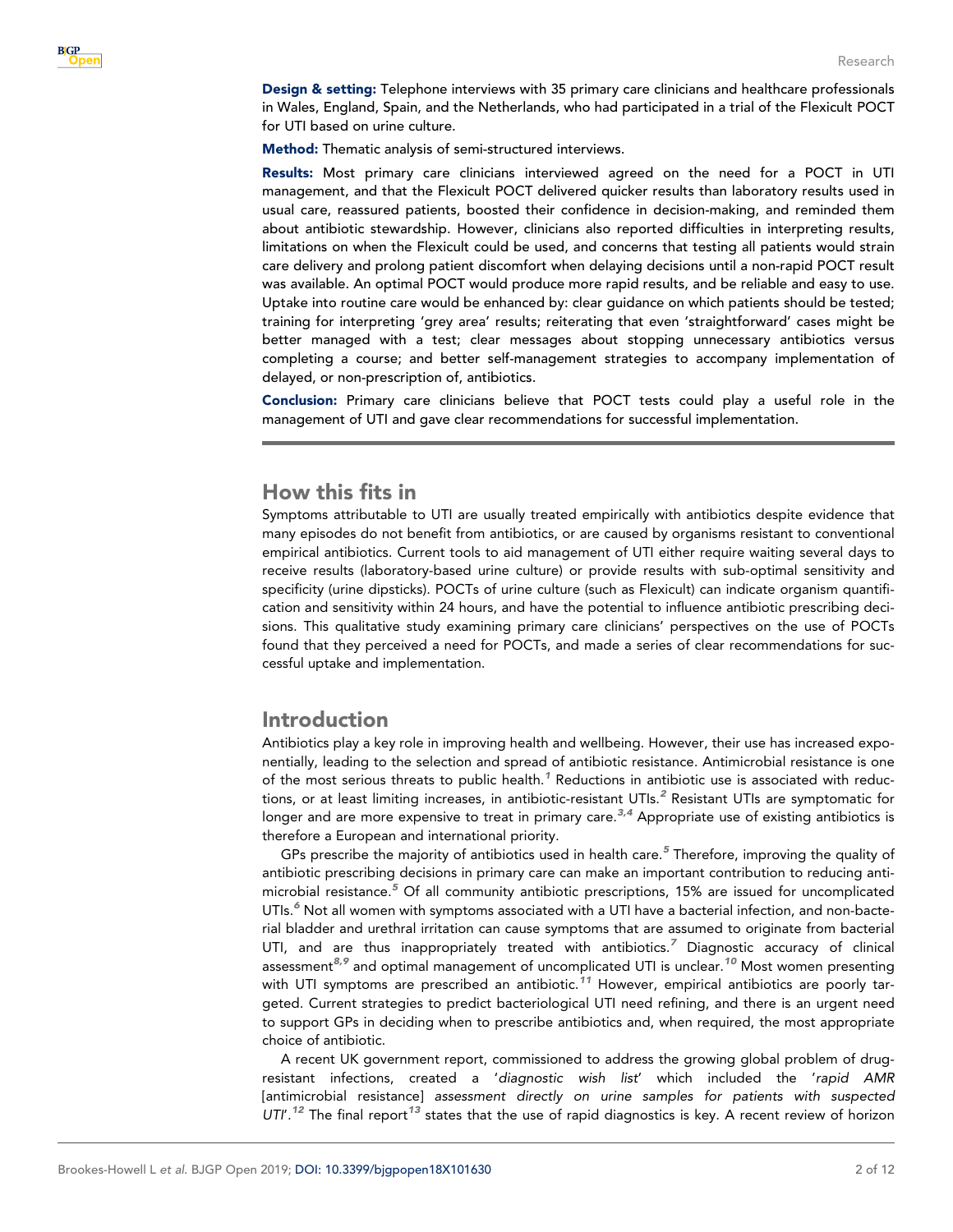**Design & setting:** Telephone interviews with 35 primary care clinicians and healthcare professionals in Wales, England, Spain, and the Netherlands, who had participated in a trial of the Flexicult POCT for UTI based on urine culture.

**Method:** Thematic analysis of semi-structured interviews.

**Results:** Most primary care clinicians interviewed agreed on the need for a POCT in UTI management, and that the Flexicult POCT delivered quicker results than laboratory results used in usual care, reassured patients, boosted their confidence in decision-making, and reminded them about antibiotic stewardship. However, clinicians also reported difficulties in interpreting results, limitations on when the Flexicult could be used, and concerns that testing all patients would strain care delivery and prolong patient discomfort when delaying decisions until a non-rapid POCT result was available. An optimal POCT would produce more rapid results, and be reliable and easy to use. Uptake into routine care would be enhanced by: clear guidance on which patients should be tested; training for interpreting 'grey area' results; reiterating that even 'straightforward' cases might be better managed with a test; clear messages about stopping unnecessary antibiotics versus completing a course; and better self-management strategies to accompany implementation of delayed, or non-prescription of, antibiotics.

**Conclusion:** Primary care clinicians believe that POCT tests could play a useful role in the management of UTI and gave clear recommendations for successful implementation.

## How this fits in

Symptoms attributable to UTI are usually treated empirically with antibiotics despite evidence that many episodes do not benefit from antibiotics, or are caused by organisms resistant to conventional empirical antibiotics. Current tools to aid management of UTI either require waiting several days to receive results (laboratory-based urine culture) or provide results with sub-optimal sensitivity and specificity (urine dipsticks). POCTs of urine culture (such as Flexicult) can indicate organism quantification and sensitivity within 24 hours, and have the potential to influence antibiotic prescribing decisions. This qualitative study examining primary care clinicians' perspectives on the use of POCTs found that they perceived a need for POCTs, and made a series of clear recommendations for successful uptake and implementation.

## Introduction

Antibiotics play a key role in improving health and wellbeing. However, their use has increased exponentially, leading to the selection and spread of antibiotic resistance. Antimicrobial resistance is one of the most serious threats to public health.[1] Reductions in antibiotic use is associated with reductions, or at least limiting increases, in antibiotic-resistant UTIs.[2] Resistant UTIs are symptomatic for longer and are more expensive to treat in primary care.[3,4] Appropriate use of existing antibiotics is therefore a European and international priority.

GPs prescribe the majority of antibiotics used in health care.[5] Therefore, improving the quality of antibiotic prescribing decisions in primary care can make an important contribution to reducing antimicrobial resistance.[5] Of all community antibiotic prescriptions, 15% are issued for uncomplicated UTIs.[6] Not all women with symptoms associated with a UTI have a bacterial infection, and non-bacterial bladder and urethral irritation can cause symptoms that are assumed to originate from bacterial UTI, and are thus inappropriately treated with antibiotics.[7] Diagnostic accuracy of clinical assessment[8,9] and optimal management of uncomplicated UTI is unclear.[10] Most women presenting with UTI symptoms are prescribed an antibiotic.[11] However, empirical antibiotics are poorly targeted. Current strategies to predict bacteriological UTI need refining, and there is an urgent need to support GPs in deciding when to prescribe antibiotics and, when required, the most appropriate choice of antibiotic.

A recent UK government report, commissioned to address the growing global problem of drug-resistant infections, created a '*diagnostic wish list*' which included the '*rapid AMR* [antimicrobial resistance] *assessment directly on urine samples for patients with suspected UTI*'.[12] The final report[13] states that the use of rapid diagnostics is key. A recent review of horizon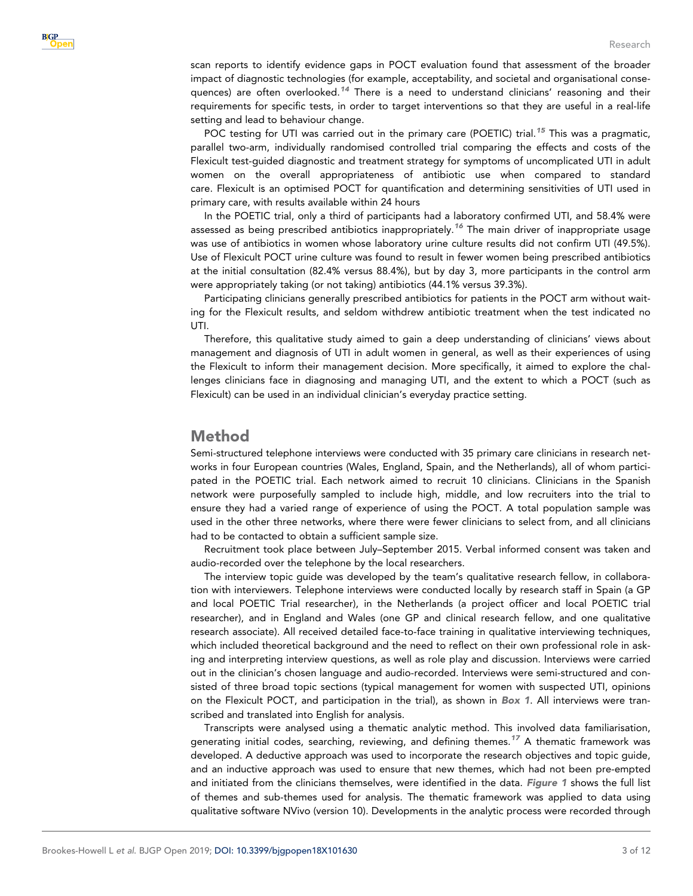scan reports to identify evidence gaps in POCT evaluation found that assessment of the broader impact of diagnostic technologies (for example, acceptability, and societal and organisational consequences) are often overlooked.[14] There is a need to understand clinicians' reasoning and their requirements for specific tests, in order to target interventions so that they are useful in a real-life setting and lead to behaviour change.

POC testing for UTI was carried out in the primary care (POETIC) trial.[15] This was a pragmatic, parallel two-arm, individually randomised controlled trial comparing the effects and costs of the Flexicult test-guided diagnostic and treatment strategy for symptoms of uncomplicated UTI in adult women on the overall appropriateness of antibiotic use when compared to standard care. Flexicult is an optimised POCT for quantification and determining sensitivities of UTI used in primary care, with results available within 24 hours

In the POETIC trial, only a third of participants had a laboratory confirmed UTI, and 58.4% were assessed as being prescribed antibiotics inappropriately.[16] The main driver of inappropriate usage was use of antibiotics in women whose laboratory urine culture results did not confirm UTI (49.5%). Use of Flexicult POCT urine culture was found to result in fewer women being prescribed antibiotics at the initial consultation (82.4% versus 88.4%), but by day 3, more participants in the control arm were appropriately taking (or not taking) antibiotics (44.1% versus 39.3%).

Participating clinicians generally prescribed antibiotics for patients in the POCT arm without waiting for the Flexicult results, and seldom withdrew antibiotic treatment when the test indicated no UTI.

Therefore, this qualitative study aimed to gain a deep understanding of clinicians' views about management and diagnosis of UTI in adult women in general, as well as their experiences of using the Flexicult to inform their management decision. More specifically, it aimed to explore the challenges clinicians face in diagnosing and managing UTI, and the extent to which a POCT (such as Flexicult) can be used in an individual clinician's everyday practice setting.

## Method

Semi-structured telephone interviews were conducted with 35 primary care clinicians in research networks in four European countries (Wales, England, Spain, and the Netherlands), all of whom participated in the POETIC trial. Each network aimed to recruit 10 clinicians. Clinicians in the Spanish network were purposefully sampled to include high, middle, and low recruiters into the trial to ensure they had a varied range of experience of using the POCT. A total population sample was used in the other three networks, where there were fewer clinicians to select from, and all clinicians had to be contacted to obtain a sufficient sample size.

Recruitment took place between July–September 2015. Verbal informed consent was taken and audio-recorded over the telephone by the local researchers.

The interview topic guide was developed by the team's qualitative research fellow, in collaboration with interviewers. Telephone interviews were conducted locally by research staff in Spain (a GP and local POETIC Trial researcher), in the Netherlands (a project officer and local POETIC trial researcher), and in England and Wales (one GP and clinical research fellow, and one qualitative research associate). All received detailed face-to-face training in qualitative interviewing techniques, which included theoretical background and the need to reflect on their own professional role in asking and interpreting interview questions, as well as role play and discussion. Interviews were carried out in the clinician's chosen language and audio-recorded. Interviews were semi-structured and consisted of three broad topic sections (typical management for women with suspected UTI, opinions on the Flexicult POCT, and participation in the trial), as shown in **Box 1**. All interviews were transcribed and translated into English for analysis.

Transcripts were analysed using a thematic analytic method. This involved data familiarisation, generating initial codes, searching, reviewing, and defining themes.[17] A thematic framework was developed. A deductive approach was used to incorporate the research objectives and topic guide, and an inductive approach was used to ensure that new themes, which had not been pre-empted and initiated from the clinicians themselves, were identified in the data. **Figure 1** shows the full list of themes and sub-themes used for analysis. The thematic framework was applied to data using qualitative software NVivo (version 10). Developments in the analytic process were recorded through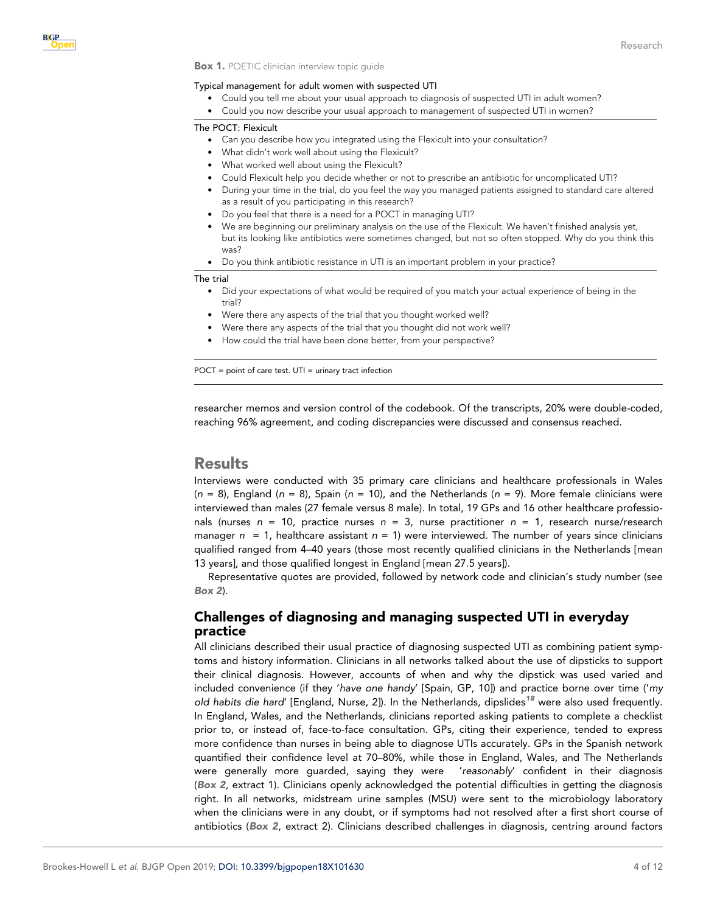**Box 1.** POETIC clinician interview topic guide

Typical management for adult women with suspected UTI

- Could you tell me about your usual approach to diagnosis of suspected UTI in adult women?
- Could you now describe your usual approach to management of suspected UTI in women?

The POCT: Flexicult

- Can you describe how you integrated using the Flexicult into your consultation?
- What didn't work well about using the Flexicult?
- What worked well about using the Flexicult?
- Could Flexicult help you decide whether or not to prescribe an antibiotic for uncomplicated UTI?
- During your time in the trial, do you feel the way you managed patients assigned to standard care altered as a result of you participating in this research?
- Do you feel that there is a need for a POCT in managing UTI?
- We are beginning our preliminary analysis on the use of the Flexicult. We haven't finished analysis yet, but its looking like antibiotics were sometimes changed, but not so often stopped. Why do you think this was?
- Do you think antibiotic resistance in UTI is an important problem in your practice?

The trial

- Did your expectations of what would be required of you match your actual experience of being in the trial?
- Were there any aspects of the trial that you thought worked well?
- Were there any aspects of the trial that you thought did not work well?
- How could the trial have been done better, from your perspective?

POCT = point of care test. UTI = urinary tract infection

researcher memos and version control of the codebook. Of the transcripts, 20% were double-coded, reaching 96% agreement, and coding discrepancies were discussed and consensus reached.

# Results

Interviews were conducted with 35 primary care clinicians and healthcare professionals in Wales ($n$ = 8), England ($n$ = 8), Spain ($n$ = 10), and the Netherlands ($n$ = 9). More female clinicians were interviewed than males (27 female versus 8 male). In total, 19 GPs and 16 other healthcare professionals (nurses $n$ = 10, practice nurses $n$ = 3, nurse practitioner $n$ = 1, research nurse/research manager $n$ = 1, healthcare assistant $n$ = 1) were interviewed. The number of years since clinicians qualified ranged from 4–40 years (those most recently qualified clinicians in the Netherlands [mean 13 years], and those qualified longest in England [mean 27.5 years]).

Representative quotes are provided, followed by network code and clinician's study number (see ***Box 2***).

## Challenges of diagnosing and managing suspected UTI in everyday practice

All clinicians described their usual practice of diagnosing suspected UTI as combining patient symptoms and history information. Clinicians in all networks talked about the use of dipsticks to support their clinical diagnosis. However, accounts of when and why the dipstick was used varied and included convenience (if they '*have one handy*' [Spain, GP, 10]) and practice borne over time ('*my old habits die hard*' [England, Nurse, 2]). In the Netherlands, dipslides[18] were also used frequently. In England, Wales, and the Netherlands, clinicians reported asking patients to complete a checklist prior to, or instead of, face-to-face consultation. GPs, citing their experience, tended to express more confidence than nurses in being able to diagnose UTIs accurately. GPs in the Spanish network quantified their confidence level at 70–80%, while those in England, Wales, and The Netherlands were generally more guarded, saying they were '*reasonably*' confident in their diagnosis (***Box 2***, extract 1). Clinicians openly acknowledged the potential difficulties in getting the diagnosis right. In all networks, midstream urine samples (MSU) were sent to the microbiology laboratory when the clinicians were in any doubt, or if symptoms had not resolved after a first short course of antibiotics (***Box 2***, extract 2). Clinicians described challenges in diagnosis, centring around factors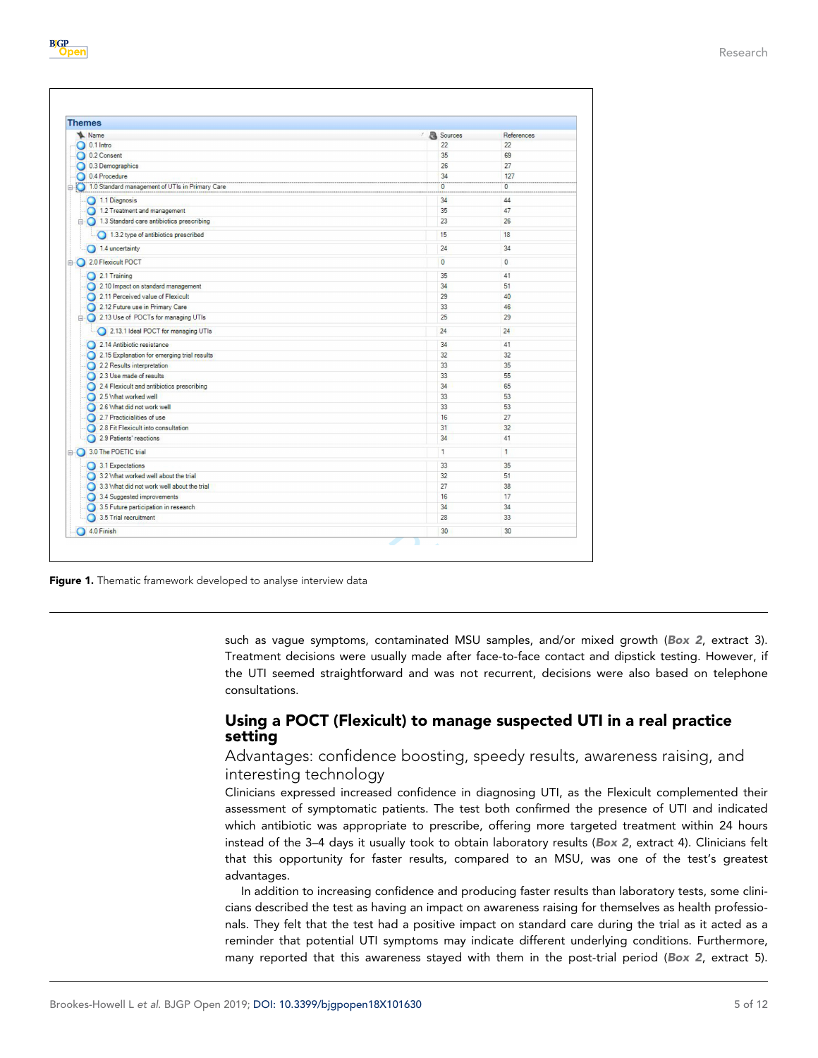| Name | Sources | References |
|---|---|---|
| 0.1 Intro | 22 | 22 |
| 0.2 Consent | 35 | 69 |
| 0.3 Demographics | 26 | 27 |
| 0.4 Procedure | 34 | 127 |
| 1.0 Standard management of UTIs in Primary Care | 0 | 0 |
| 1.1 Diagnosis | 34 | 44 |
| 1.2 Treatment and management | 35 | 47 |
| 1.3 Standard care antibiotics prescribing | 23 | 26 |
| 1.3.2 type of antibiotics prescribed | 15 | 18 |
| 1.4 uncertainty | 24 | 34 |
| 2.0 Flexicult POCT | 0 | 0 |
| 2.1 Training | 35 | 41 |
| 2.10 Impact on standard management | 34 | 51 |
| 2.11 Perceived value of Flexicult | 29 | 40 |
| 2.12 Future use in Primary Care | 33 | 46 |
| 2.13 Use of POCTs for managing UTIs | 25 | 29 |
| 2.13.1 Ideal POCT for managing UTIs | 24 | 24 |
| 2.14 Antibiotic resistance | 34 | 41 |
| 2.15 Explanation for emerging trial results | 32 | 32 |
| 2.2 Results interpretation | 33 | 35 |
| 2.3 Use made of results | 33 | 55 |
| 2.4 Flexicult and antibiotics prescribing | 34 | 65 |
| 2.5 What worked well | 33 | 53 |
| 2.6 What did not work well | 33 | 53 |
| 2.7 Practicialities of use | 16 | 27 |
| 2.8 Fit Flexicult into consultation | 31 | 32 |
| 2.9 Patients' reactions | 34 | 41 |
| 3.0 The POETIC trial | 1 | 1 |
| 3.1 Expectations | 33 | 35 |
| 3.2 What worked well about the trial | 32 | 51 |
| 3.3 What did not work well about the trial | 27 | 38 |
| 3.4 Suggested improvements | 16 | 17 |
| 3.5 Future participation in research | 34 | 34 |
| 3.5 Trial recruitment | 28 | 33 |
| 4.0 Finish | 30 | 30 |

**Figure 1.** Thematic framework developed to analyse interview data

such as vague symptoms, contaminated MSU samples, and/or mixed growth (***Box 2***, extract 3). Treatment decisions were usually made after face-to-face contact and dipstick testing. However, if the UTI seemed straightforward and was not recurrent, decisions were also based on telephone consultations.

## Using a POCT (Flexicult) to manage suspected UTI in a real practice setting

### Advantages: confidence boosting, speedy results, awareness raising, and interesting technology

Clinicians expressed increased confidence in diagnosing UTI, as the Flexicult complemented their assessment of symptomatic patients. The test both confirmed the presence of UTI and indicated which antibiotic was appropriate to prescribe, offering more targeted treatment within 24 hours instead of the 3–4 days it usually took to obtain laboratory results (***Box 2***, extract 4). Clinicians felt that this opportunity for faster results, compared to an MSU, was one of the test's greatest advantages.

In addition to increasing confidence and producing faster results than laboratory tests, some clinicians described the test as having an impact on awareness raising for themselves as health professionals. They felt that the test had a positive impact on standard care during the trial as it acted as a reminder that potential UTI symptoms may indicate different underlying conditions. Furthermore, many reported that this awareness stayed with them in the post-trial period (***Box 2***, extract 5).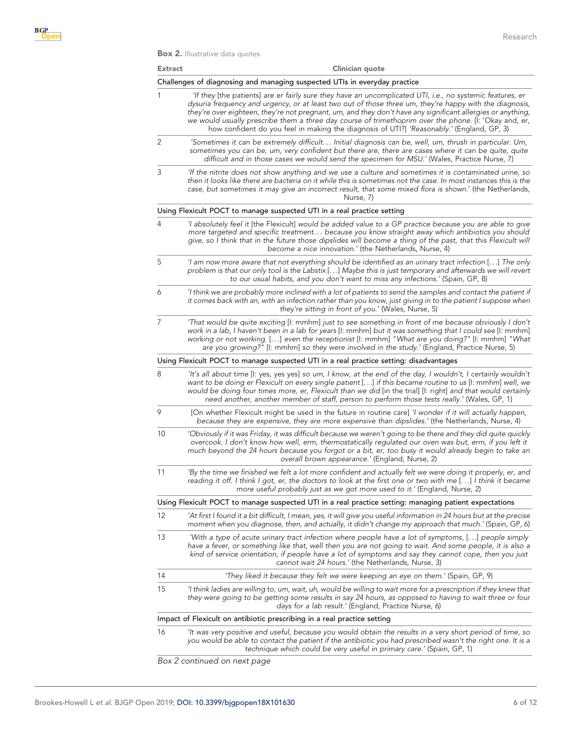**Box 2.** Illustrative data quotes

| Extract | Clinician quote |
|---|---|
| **Challenges of diagnosing and managing suspected UTIs in everyday practice** | |
| 1 | *'If they* [the patients] *are er fairly sure they have an uncomplicated UTI, i.e., no systemic features, er dysuria frequency and urgency, or at least two out of those three um, they're happy with the diagnosis, they're over eighteen, they're not pregnant, um, and they don't have any significant allergies or anything, we would usually prescribe them a three day course of trimethoprim over the phone.* [I: 'Okay and, er, how confident do you feel in making the diagnosis of UTI?] *'Reasonably.'* (England, GP, 3) |
| 2 | *'Sometimes it can be extremely difficult… Initial diagnosis can be, well, um, thrush in particular. Um, sometimes you can be, um, very confident but there are, there are cases where it can be quite, quite difficult and in those cases we would send the specimen for MSU.'* (Wales, Practice Nurse, 7) |
| 3 | *'If the nitrite does not show anything and we use a culture and sometimes it is contaminated urine, so then it looks like there are bacteria on it while this is sometimes not the case. In most instances this is the case, but sometimes it may give an incorrect result, that some mixed flora is shown.'* (the Netherlands, Nurse, 7) |
| **Using Flexicult POCT to manage suspected UTI in a real practice setting** | |
| 4 | *'I absolutely feel it* [the Flexicult] *would be added value to a GP practice because you are able to give more targeted and specific treatment… because you know straight away which antibiotics you should give, so I think that in the future those dipslides will become a thing of the past, that this Flexicult will become a nice innovation.'* (the Netherlands, Nurse, 4) |
| 5 | *'I am now more aware that not everything should be identified as an urinary tract infection […] The only problem is that our only tool is the Labstix […] Maybe this is just temporary and afterwards we will revert to our usual habits, and you don't want to miss any infections.'* (Spain, GP, 8) |
| 6 | *'I think we are probably more inclined with a lot of patients to send the samples and contact the patient if it comes back with an, with an infection rather than you know, just giving in to the patient I suppose when they're sitting in front of you.'* (Wales, Nurse, 5) |
| 7 | *'That would be quite exciting* [I: mmhm] *just to see something in front of me because obviously I don't work in a lab, I haven't been in a lab for years* [I: mmhm] *but it was something that I could see* [I: mmhm] *working or not working. […] even the receptionist* [I: mmhm] *"What are you doing?"* [I: mmhm] *"What are you growing?"* [I: mmhm] *so they were involved in the study.'* (England, Practice Nurse, 5) |
| **Using Flexicult POCT to manage suspected UTI in a real practice setting: disadvantages** | |
| 8 | *'It's all about time* [I: yes, yes yes] *so um, I know, at the end of the day, I wouldn't, I certainly wouldn't want to be doing er Flexicult on every single patient […] if this became routine to us* [I: mmhm] *well, we would be doing four times more, er, Flexicult than we did* [in the trial] [I: right] *and that would certainly need another, another member of staff, person to perform those tests really.'* (Wales, GP, 1) |
| 9 | [On whether Flexicult might be used in the future in routine care] *'I wonder if it will actually happen, because they are expensive, they are more expensive than dipslides.'* (the Netherlands, Nurse, 4) |
| 10 | *'Obviously if it was Friday, it was difficult because we weren't going to be there and they did quite quickly overcook. I don't know how well, erm, thermostatically regulated our oven was but, erm, if you left it much beyond the 24 hours because you forgot or a bit, er, too busy it would already begin to take an overall brown appearance.'* (England, Nurse, 2) |
| 11 | *'By the time we finished we felt a lot more confident and actually felt we were doing it properly, er, and reading it off. I think I got, er, the doctors to look at the first one or two with me […] I think it became more useful probably just as we got more used to it.'* (England, Nurse, 2) |
| **Using Flexicult POCT to manage suspected UTI in a real practice setting: managing patient expectations** | |
| 12 | *'At first I found it a bit difficult, I mean, yes, it will give you useful information in 24 hours but at the precise moment when you diagnose, then, and actually, it didn't change my approach that much.'* (Spain, GP, 6) |
| 13 | *'With a type of acute urinary tract infection where people have a lot of symptoms, […] people simply have a fever, or something like that, well then you are not going to wait. And some people, it is also a kind of service orientation, if people have a lot of symptoms and say they cannot cope, then you just cannot wait 24 hours.'* (the Netherlands, Nurse, 3) |
| 14 | *'They liked it because they felt we were keeping an eye on them.'* (Spain, GP, 9) |
| 15 | *'I think ladies are willing to, um, wait, uh, would be willing to wait more for a prescription if they knew that they were going to be getting some results in say 24 hours, as opposed to having to wait three or four days for a lab result.'* (England, Practice Nurse, 6) |
| **Impact of Flexicult on antibiotic prescribing in a real practice setting** | |
| 16 | *'It was very positive and useful, because you would obtain the results in a very short period of time, so you would be able to contact the patient if the antibiotic you had prescribed wasn't the right one. It is a technique which could be very useful in primary care.'* (Spain, GP, 1) |

*Box 2 continued on next page*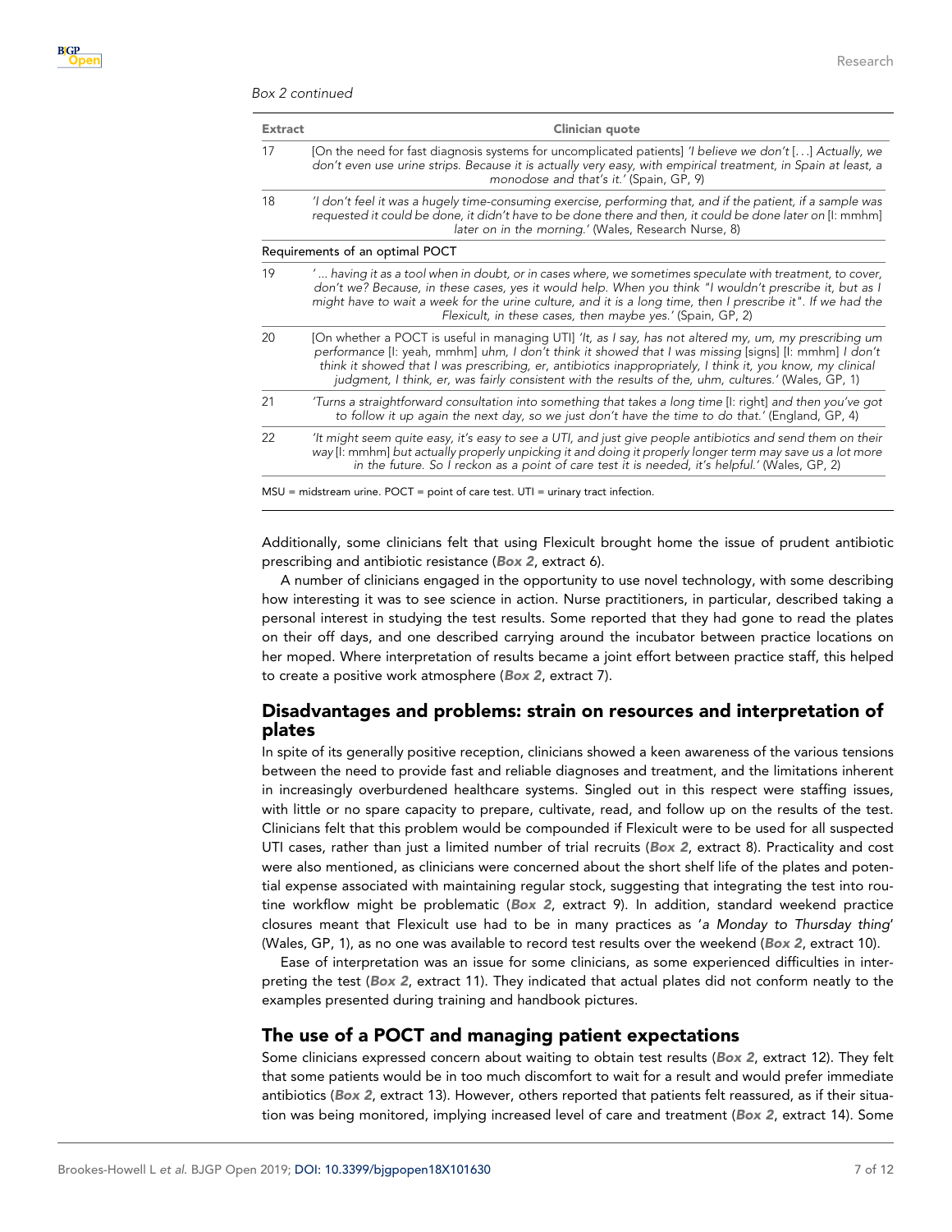*Box 2 continued*

| Extract | Clinician quote |
| --- | --- |
| 17 | [On the need for fast diagnosis systems for uncomplicated patients] *'I believe we don't [. . .] Actually, we don't even use urine strips. Because it is actually very easy, with empirical treatment, in Spain at least, a monodose and that's it.'* (Spain, GP, 9) |
| 18 | *'I don't feel it was a hugely time-consuming exercise, performing that, and if the patient, if a sample was requested it could be done, it didn't have to be done there and then, it could be done later on* [I: mmhm] *later on in the morning.'* (Wales, Research Nurse, 8) |
| Requirements of an optimal POCT | |
| 19 | *' ... having it as a tool when in doubt, or in cases where, we sometimes speculate with treatment, to cover, don't we? Because, in these cases, yes it would help. When you think "I wouldn't prescribe it, but as I might have to wait a week for the urine culture, and it is a long time, then I prescribe it". If we had the Flexicult, in these cases, then maybe yes.'* (Spain, GP, 2) |
| 20 | [On whether a POCT is useful in managing UTI] *'It, as I say, has not altered my, um, my prescribing um performance* [I: yeah, mmhm] *uhm, I don't think it showed that I was missing* [signs] [I: mmhm] *I don't think it showed that I was prescribing, er, antibiotics inappropriately, I think it, you know, my clinical judgment, I think, er, was fairly consistent with the results of the, uhm, cultures.'* (Wales, GP, 1) |
| 21 | *'Turns a straightforward consultation into something that takes a long time* [I: right] *and then you've got to follow it up again the next day, so we just don't have the time to do that.'* (England, GP, 4) |
| 22 | *'It might seem quite easy, it's easy to see a UTI, and just give people antibiotics and send them on their way* [I: mmhm] *but actually properly unpicking it and doing it properly longer term may save us a lot more in the future. So I reckon as a point of care test it is needed, it's helpful.'* (Wales, GP, 2) |

MSU = midstream urine. POCT = point of care test. UTI = urinary tract infection.

Additionally, some clinicians felt that using Flexicult brought home the issue of prudent antibiotic prescribing and antibiotic resistance (***Box 2***, extract 6).

A number of clinicians engaged in the opportunity to use novel technology, with some describing how interesting it was to see science in action. Nurse practitioners, in particular, described taking a personal interest in studying the test results. Some reported that they had gone to read the plates on their off days, and one described carrying around the incubator between practice locations on her moped. Where interpretation of results became a joint effort between practice staff, this helped to create a positive work atmosphere (***Box 2***, extract 7).

## Disadvantages and problems: strain on resources and interpretation of plates

In spite of its generally positive reception, clinicians showed a keen awareness of the various tensions between the need to provide fast and reliable diagnoses and treatment, and the limitations inherent in increasingly overburdened healthcare systems. Singled out in this respect were staffing issues, with little or no spare capacity to prepare, cultivate, read, and follow up on the results of the test. Clinicians felt that this problem would be compounded if Flexicult were to be used for all suspected UTI cases, rather than just a limited number of trial recruits (***Box 2***, extract 8). Practicality and cost were also mentioned, as clinicians were concerned about the short shelf life of the plates and potential expense associated with maintaining regular stock, suggesting that integrating the test into routine workflow might be problematic (***Box 2***, extract 9). In addition, standard weekend practice closures meant that Flexicult use had to be in many practices as '*a Monday to Thursday thing*' (Wales, GP, 1), as no one was available to record test results over the weekend (***Box 2***, extract 10).

Ease of interpretation was an issue for some clinicians, as some experienced difficulties in interpreting the test (***Box 2***, extract 11). They indicated that actual plates did not conform neatly to the examples presented during training and handbook pictures.

## The use of a POCT and managing patient expectations

Some clinicians expressed concern about waiting to obtain test results (***Box 2***, extract 12). They felt that some patients would be in too much discomfort to wait for a result and would prefer immediate antibiotics (***Box 2***, extract 13). However, others reported that patients felt reassured, as if their situation was being monitored, implying increased level of care and treatment (***Box 2***, extract 14). Some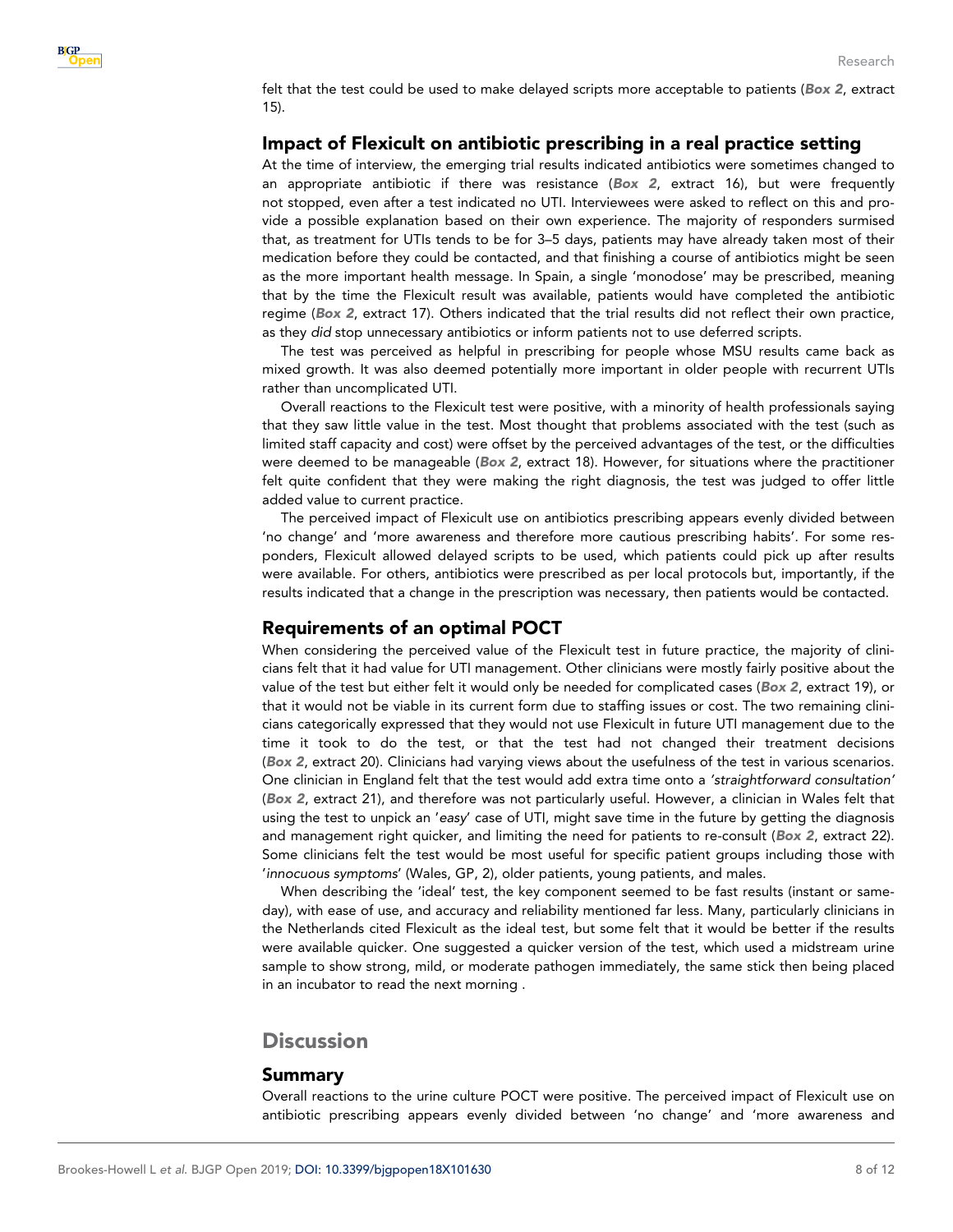felt that the test could be used to make delayed scripts more acceptable to patients (**Box 2**, extract 15).

## Impact of Flexicult on antibiotic prescribing in a real practice setting

At the time of interview, the emerging trial results indicated antibiotics were sometimes changed to an appropriate antibiotic if there was resistance (**Box 2**, extract 16), but were frequently not stopped, even after a test indicated no UTI. Interviewees were asked to reflect on this and provide a possible explanation based on their own experience. The majority of responders surmised that, as treatment for UTIs tends to be for 3–5 days, patients may have already taken most of their medication before they could be contacted, and that finishing a course of antibiotics might be seen as the more important health message. In Spain, a single 'monodose' may be prescribed, meaning that by the time the Flexicult result was available, patients would have completed the antibiotic regime (**Box 2**, extract 17). Others indicated that the trial results did not reflect their own practice, as they *did* stop unnecessary antibiotics or inform patients not to use deferred scripts.

The test was perceived as helpful in prescribing for people whose MSU results came back as mixed growth. It was also deemed potentially more important in older people with recurrent UTIs rather than uncomplicated UTI.

Overall reactions to the Flexicult test were positive, with a minority of health professionals saying that they saw little value in the test. Most thought that problems associated with the test (such as limited staff capacity and cost) were offset by the perceived advantages of the test, or the difficulties were deemed to be manageable (**Box 2**, extract 18). However, for situations where the practitioner felt quite confident that they were making the right diagnosis, the test was judged to offer little added value to current practice.

The perceived impact of Flexicult use on antibiotics prescribing appears evenly divided between 'no change' and 'more awareness and therefore more cautious prescribing habits'. For some responders, Flexicult allowed delayed scripts to be used, which patients could pick up after results were available. For others, antibiotics were prescribed as per local protocols but, importantly, if the results indicated that a change in the prescription was necessary, then patients would be contacted.

## Requirements of an optimal POCT

When considering the perceived value of the Flexicult test in future practice, the majority of clinicians felt that it had value for UTI management. Other clinicians were mostly fairly positive about the value of the test but either felt it would only be needed for complicated cases (**Box 2**, extract 19), or that it would not be viable in its current form due to staffing issues or cost. The two remaining clinicians categorically expressed that they would not use Flexicult in future UTI management due to the time it took to do the test, or that the test had not changed their treatment decisions (**Box 2**, extract 20). Clinicians had varying views about the usefulness of the test in various scenarios. One clinician in England felt that the test would add extra time onto a *'straightforward consultation'* (**Box 2**, extract 21), and therefore was not particularly useful. However, a clinician in Wales felt that using the test to unpick an '*easy*' case of UTI, might save time in the future by getting the diagnosis and management right quicker, and limiting the need for patients to re-consult (**Box 2**, extract 22). Some clinicians felt the test would be most useful for specific patient groups including those with '*innocuous symptoms*' (Wales, GP, 2), older patients, young patients, and males.

When describing the 'ideal' test, the key component seemed to be fast results (instant or same-day), with ease of use, and accuracy and reliability mentioned far less. Many, particularly clinicians in the Netherlands cited Flexicult as the ideal test, but some felt that it would be better if the results were available quicker. One suggested a quicker version of the test, which used a midstream urine sample to show strong, mild, or moderate pathogen immediately, the same stick then being placed in an incubator to read the next morning .

# Discussion

## Summary

Overall reactions to the urine culture POCT were positive. The perceived impact of Flexicult use on antibiotic prescribing appears evenly divided between 'no change' and 'more awareness and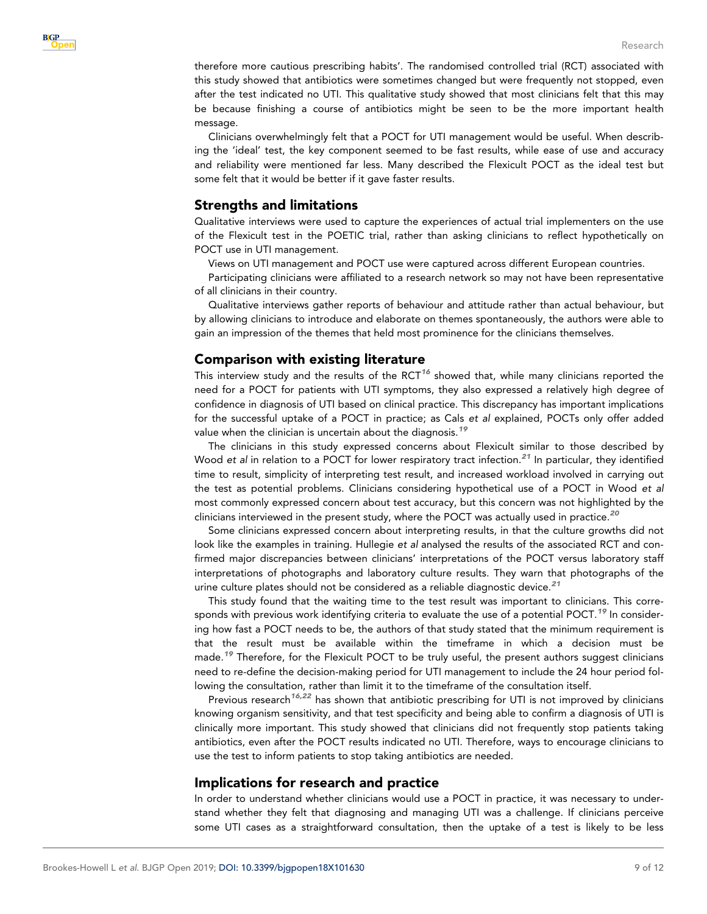therefore more cautious prescribing habits'. The randomised controlled trial (RCT) associated with this study showed that antibiotics were sometimes changed but were frequently not stopped, even after the test indicated no UTI. This qualitative study showed that most clinicians felt that this may be because finishing a course of antibiotics might be seen to be the more important health message.

Clinicians overwhelmingly felt that a POCT for UTI management would be useful. When describing the 'ideal' test, the key component seemed to be fast results, while ease of use and accuracy and reliability were mentioned far less. Many described the Flexicult POCT as the ideal test but some felt that it would be better if it gave faster results.

## Strengths and limitations

Qualitative interviews were used to capture the experiences of actual trial implementers on the use of the Flexicult test in the POETIC trial, rather than asking clinicians to reflect hypothetically on POCT use in UTI management.

Views on UTI management and POCT use were captured across different European countries.

Participating clinicians were affiliated to a research network so may not have been representative of all clinicians in their country.

Qualitative interviews gather reports of behaviour and attitude rather than actual behaviour, but by allowing clinicians to introduce and elaborate on themes spontaneously, the authors were able to gain an impression of the themes that held most prominence for the clinicians themselves.

## Comparison with existing literature

This interview study and the results of the RCT[16] showed that, while many clinicians reported the need for a POCT for patients with UTI symptoms, they also expressed a relatively high degree of confidence in diagnosis of UTI based on clinical practice. This discrepancy has important implications for the successful uptake of a POCT in practice; as Cals *et al* explained, POCTs only offer added value when the clinician is uncertain about the diagnosis.[19]

The clinicians in this study expressed concerns about Flexicult similar to those described by Wood *et al* in relation to a POCT for lower respiratory tract infection.[21] In particular, they identified time to result, simplicity of interpreting test result, and increased workload involved in carrying out the test as potential problems. Clinicians considering hypothetical use of a POCT in Wood *et al* most commonly expressed concern about test accuracy, but this concern was not highlighted by the clinicians interviewed in the present study, where the POCT was actually used in practice.[20]

Some clinicians expressed concern about interpreting results, in that the culture growths did not look like the examples in training. Hullegie *et al* analysed the results of the associated RCT and confirmed major discrepancies between clinicians' interpretations of the POCT versus laboratory staff interpretations of photographs and laboratory culture results. They warn that photographs of the urine culture plates should not be considered as a reliable diagnostic device.[21]

This study found that the waiting time to the test result was important to clinicians. This corresponds with previous work identifying criteria to evaluate the use of a potential POCT.[19] In considering how fast a POCT needs to be, the authors of that study stated that the minimum requirement is that the result must be available within the timeframe in which a decision must be made.[19] Therefore, for the Flexicult POCT to be truly useful, the present authors suggest clinicians need to re-define the decision-making period for UTI management to include the 24 hour period following the consultation, rather than limit it to the timeframe of the consultation itself.

Previous research[16,22] has shown that antibiotic prescribing for UTI is not improved by clinicians knowing organism sensitivity, and that test specificity and being able to confirm a diagnosis of UTI is clinically more important. This study showed that clinicians did not frequently stop patients taking antibiotics, even after the POCT results indicated no UTI. Therefore, ways to encourage clinicians to use the test to inform patients to stop taking antibiotics are needed.

## Implications for research and practice

In order to understand whether clinicians would use a POCT in practice, it was necessary to understand whether they felt that diagnosing and managing UTI was a challenge. If clinicians perceive some UTI cases as a straightforward consultation, then the uptake of a test is likely to be less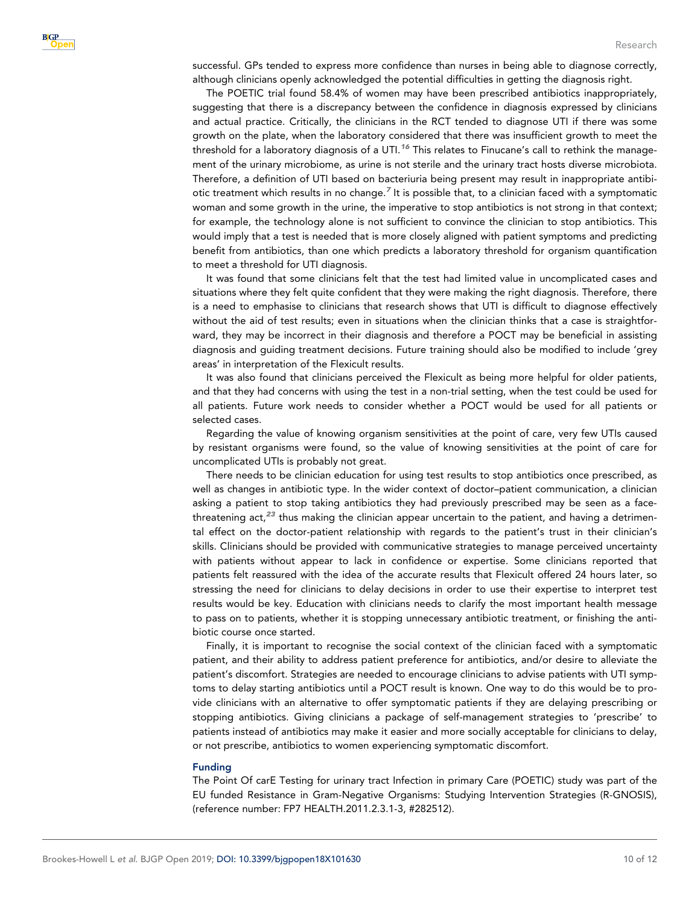successful. GPs tended to express more confidence than nurses in being able to diagnose correctly, although clinicians openly acknowledged the potential difficulties in getting the diagnosis right.

The POETIC trial found 58.4% of women may have been prescribed antibiotics inappropriately, suggesting that there is a discrepancy between the confidence in diagnosis expressed by clinicians and actual practice. Critically, the clinicians in the RCT tended to diagnose UTI if there was some growth on the plate, when the laboratory considered that there was insufficient growth to meet the threshold for a laboratory diagnosis of a UTI.[16] This relates to Finucane's call to rethink the management of the urinary microbiome, as urine is not sterile and the urinary tract hosts diverse microbiota. Therefore, a definition of UTI based on bacteriuria being present may result in inappropriate antibiotic treatment which results in no change.[7] It is possible that, to a clinician faced with a symptomatic woman and some growth in the urine, the imperative to stop antibiotics is not strong in that context; for example, the technology alone is not sufficient to convince the clinician to stop antibiotics. This would imply that a test is needed that is more closely aligned with patient symptoms and predicting benefit from antibiotics, than one which predicts a laboratory threshold for organism quantification to meet a threshold for UTI diagnosis.

It was found that some clinicians felt that the test had limited value in uncomplicated cases and situations where they felt quite confident that they were making the right diagnosis. Therefore, there is a need to emphasise to clinicians that research shows that UTI is difficult to diagnose effectively without the aid of test results; even in situations when the clinician thinks that a case is straightforward, they may be incorrect in their diagnosis and therefore a POCT may be beneficial in assisting diagnosis and guiding treatment decisions. Future training should also be modified to include 'grey areas' in interpretation of the Flexicult results.

It was also found that clinicians perceived the Flexicult as being more helpful for older patients, and that they had concerns with using the test in a non-trial setting, when the test could be used for all patients. Future work needs to consider whether a POCT would be used for all patients or selected cases.

Regarding the value of knowing organism sensitivities at the point of care, very few UTIs caused by resistant organisms were found, so the value of knowing sensitivities at the point of care for uncomplicated UTIs is probably not great.

There needs to be clinician education for using test results to stop antibiotics once prescribed, as well as changes in antibiotic type. In the wider context of doctor–patient communication, a clinician asking a patient to stop taking antibiotics they had previously prescribed may be seen as a face-threatening act,[23] thus making the clinician appear uncertain to the patient, and having a detrimental effect on the doctor-patient relationship with regards to the patient's trust in their clinician's skills. Clinicians should be provided with communicative strategies to manage perceived uncertainty with patients without appear to lack in confidence or expertise. Some clinicians reported that patients felt reassured with the idea of the accurate results that Flexicult offered 24 hours later, so stressing the need for clinicians to delay decisions in order to use their expertise to interpret test results would be key. Education with clinicians needs to clarify the most important health message to pass on to patients, whether it is stopping unnecessary antibiotic treatment, or finishing the antibiotic course once started.

Finally, it is important to recognise the social context of the clinician faced with a symptomatic patient, and their ability to address patient preference for antibiotics, and/or desire to alleviate the patient's discomfort. Strategies are needed to encourage clinicians to advise patients with UTI symptoms to delay starting antibiotics until a POCT result is known. One way to do this would be to provide clinicians with an alternative to offer symptomatic patients if they are delaying prescribing or stopping antibiotics. Giving clinicians a package of self-management strategies to 'prescribe' to patients instead of antibiotics may make it easier and more socially acceptable for clinicians to delay, or not prescribe, antibiotics to women experiencing symptomatic discomfort.

## Funding

The Point Of carE Testing for urinary tract Infection in primary Care (POETIC) study was part of the EU funded Resistance in Gram-Negative Organisms: Studying Intervention Strategies (R-GNOSIS), (reference number: FP7 HEALTH.2011.2.3.1-3, #282512).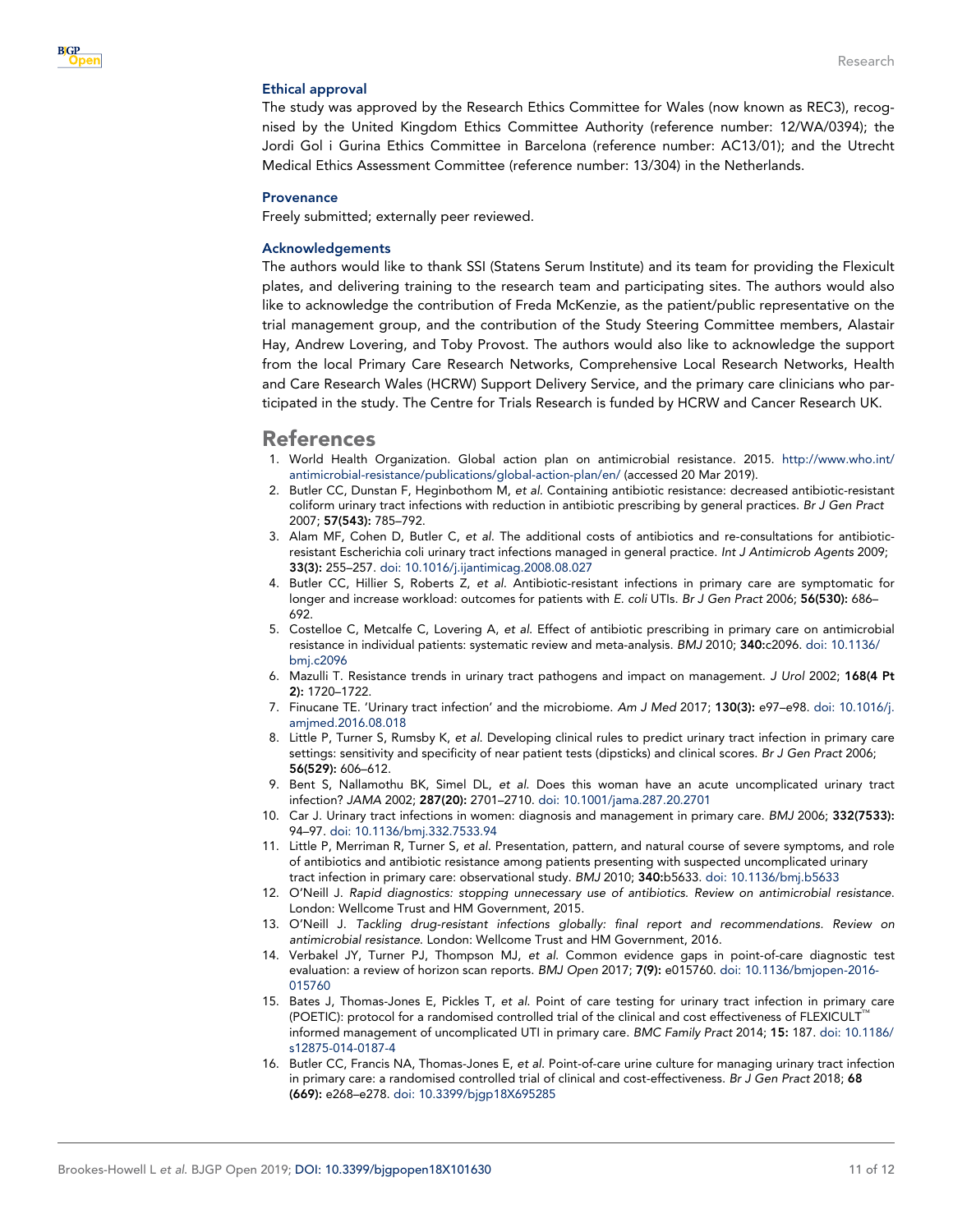### Ethical approval

The study was approved by the Research Ethics Committee for Wales (now known as REC3), recognised by the United Kingdom Ethics Committee Authority (reference number: 12/WA/0394); the Jordi Gol i Gurina Ethics Committee in Barcelona (reference number: AC13/01); and the Utrecht Medical Ethics Assessment Committee (reference number: 13/304) in the Netherlands.

### Provenance

Freely submitted; externally peer reviewed.

### Acknowledgements

The authors would like to thank SSI (Statens Serum Institute) and its team for providing the Flexicult plates, and delivering training to the research team and participating sites. The authors would also like to acknowledge the contribution of Freda McKenzie, as the patient/public representative on the trial management group, and the contribution of the Study Steering Committee members, Alastair Hay, Andrew Lovering, and Toby Provost. The authors would also like to acknowledge the support from the local Primary Care Research Networks, Comprehensive Local Research Networks, Health and Care Research Wales (HCRW) Support Delivery Service, and the primary care clinicians who participated in the study. The Centre for Trials Research is funded by HCRW and Cancer Research UK.

## References

1. World Health Organization. Global action plan on antimicrobial resistance. 2015. http://www.who.int/antimicrobial-resistance/publications/global-action-plan/en/ (accessed 20 Mar 2019).
2. Butler CC, Dunstan F, Heginbothom M, *et al*. Containing antibiotic resistance: decreased antibiotic-resistant coliform urinary tract infections with reduction in antibiotic prescribing by general practices. *Br J Gen Pract* 2007; **57(543):** 785–792.
3. Alam MF, Cohen D, Butler C, *et al*. The additional costs of antibiotics and re-consultations for antibiotic-resistant Escherichia coli urinary tract infections managed in general practice. *Int J Antimicrob Agents* 2009; **33(3):** 255–257. doi: 10.1016/j.ijantimicag.2008.08.027
4. Butler CC, Hillier S, Roberts Z, *et al*. Antibiotic-resistant infections in primary care are symptomatic for longer and increase workload: outcomes for patients with *E. coli* UTIs. *Br J Gen Pract* 2006; **56(530):** 686–692.
5. Costelloe C, Metcalfe C, Lovering A, *et al*. Effect of antibiotic prescribing in primary care on antimicrobial resistance in individual patients: systematic review and meta-analysis. *BMJ* 2010; **340:**c2096. doi: 10.1136/bmj.c2096
6. Mazulli T. Resistance trends in urinary tract pathogens and impact on management. *J Urol* 2002; **168(4 Pt 2):** 1720–1722.
7. Finucane TE. 'Urinary tract infection' and the microbiome. *Am J Med* 2017; **130(3):** e97–e98. doi: 10.1016/j.amjmed.2016.08.018
8. Little P, Turner S, Rumsby K, *et al*. Developing clinical rules to predict urinary tract infection in primary care settings: sensitivity and specificity of near patient tests (dipsticks) and clinical scores. *Br J Gen Pract* 2006; **56(529):** 606–612.
9. Bent S, Nallamothu BK, Simel DL, *et al*. Does this woman have an acute uncomplicated urinary tract infection? *JAMA* 2002; **287(20):** 2701–2710. doi: 10.1001/jama.287.20.2701
10. Car J. Urinary tract infections in women: diagnosis and management in primary care. *BMJ* 2006; **332(7533):** 94–97. doi: 10.1136/bmj.332.7533.94
11. Little P, Merriman R, Turner S, *et al*. Presentation, pattern, and natural course of severe symptoms, and role of antibiotics and antibiotic resistance among patients presenting with suspected uncomplicated urinary tract infection in primary care: observational study. *BMJ* 2010; **340:**b5633. doi: 10.1136/bmj.b5633
12. O'Neill J. *Rapid diagnostics: stopping unnecessary use of antibiotics. Review on antimicrobial resistance*. London: Wellcome Trust and HM Government, 2015.
13. O'Neill J. *Tackling drug-resistant infections globally: final report and recommendations. Review on antimicrobial resistance*. London: Wellcome Trust and HM Government, 2016.
14. Verbakel JY, Turner PJ, Thompson MJ, *et al*. Common evidence gaps in point-of-care diagnostic test evaluation: a review of horizon scan reports. *BMJ Open* 2017; **7(9):** e015760. doi: 10.1136/bmjopen-2016-015760
15. Bates J, Thomas-Jones E, Pickles T, *et al*. Point of care testing for urinary tract infection in primary care (POETIC): protocol for a randomised controlled trial of the clinical and cost effectiveness of FLEXICULT™ informed management of uncomplicated UTI in primary care. *BMC Family Pract* 2014; **15:** 187. doi: 10.1186/s12875-014-0187-4
16. Butler CC, Francis NA, Thomas-Jones E, *et al*. Point-of-care urine culture for managing urinary tract infection in primary care: a randomised controlled trial of clinical and cost-effectiveness. *Br J Gen Pract* 2018; **68 (669):** e268–e278. doi: 10.3399/bjgp18X695285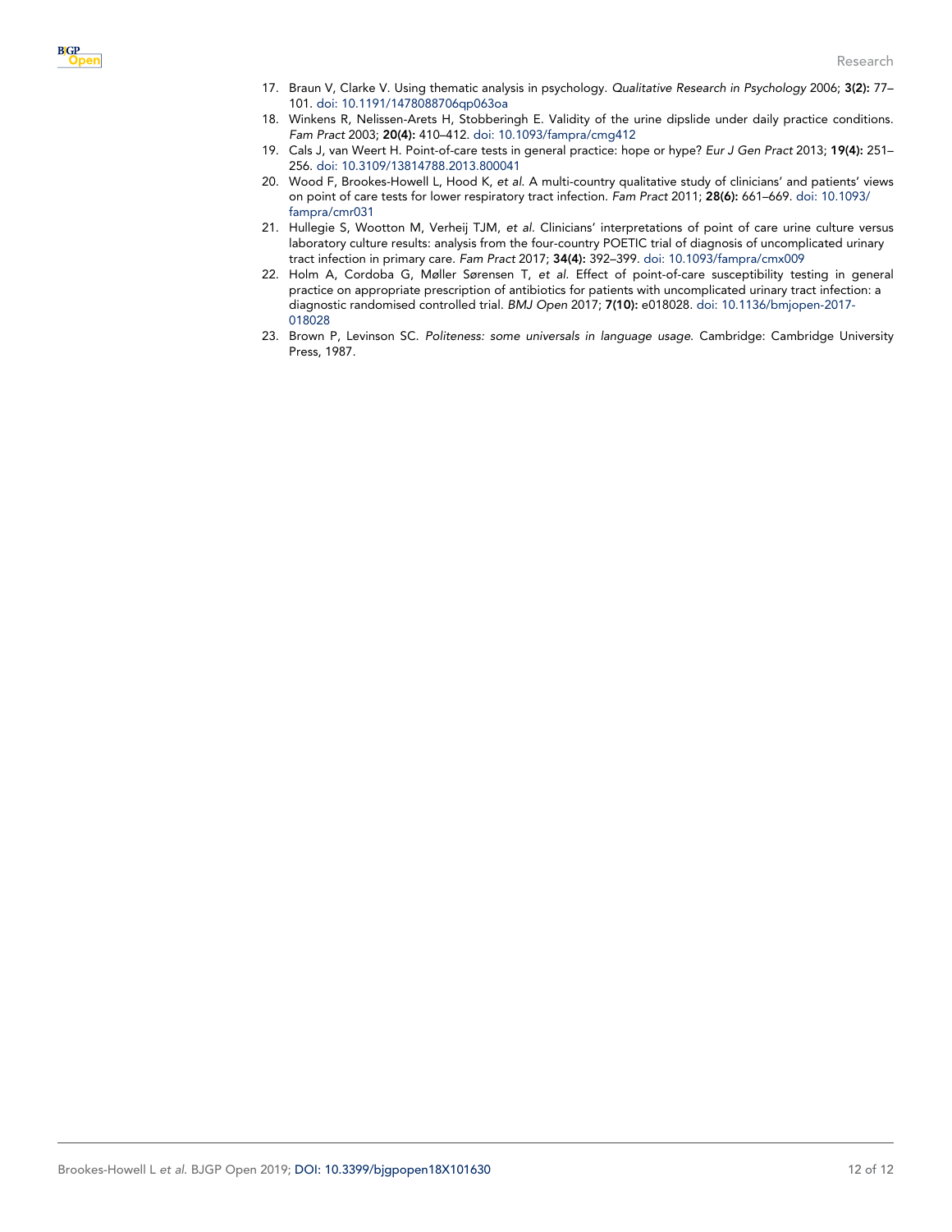17. Braun V, Clarke V. Using thematic analysis in psychology. *Qualitative Research in Psychology* 2006; **3(2):** 77–101. doi: 10.1191/1478088706qp063oa
18. Winkens R, Nelissen-Arets H, Stobberingh E. Validity of the urine dipslide under daily practice conditions. *Fam Pract* 2003; **20(4):** 410–412. doi: 10.1093/fampra/cmg412
19. Cals J, van Weert H. Point-of-care tests in general practice: hope or hype? *Eur J Gen Pract* 2013; **19(4):** 251–256. doi: 10.3109/13814788.2013.800041
20. Wood F, Brookes-Howell L, Hood K, *et al*. A multi-country qualitative study of clinicians' and patients' views on point of care tests for lower respiratory tract infection. *Fam Pract* 2011; **28(6):** 661–669. doi: 10.1093/fampra/cmr031
21. Hullegie S, Wootton M, Verheij TJM, *et al*. Clinicians' interpretations of point of care urine culture versus laboratory culture results: analysis from the four-country POETIC trial of diagnosis of uncomplicated urinary tract infection in primary care. *Fam Pract* 2017; **34(4):** 392–399. doi: 10.1093/fampra/cmx009
22. Holm A, Cordoba G, Møller Sørensen T, *et al*. Effect of point-of-care susceptibility testing in general practice on appropriate prescription of antibiotics for patients with uncomplicated urinary tract infection: a diagnostic randomised controlled trial. *BMJ Open* 2017; **7(10):** e018028. doi: 10.1136/bmjopen-2017-018028
23. Brown P, Levinson SC. *Politeness: some universals in language usage.* Cambridge: Cambridge University Press, 1987.